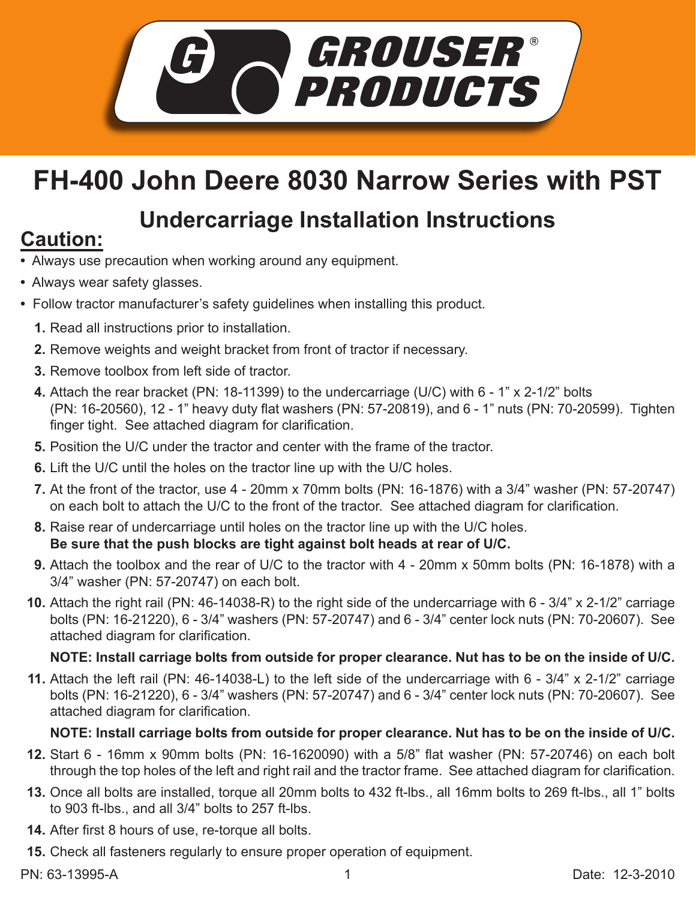# GROUSER PRODUCTS

# FH-400 John Deere 8030 Narrow Series with PST

## Undercarriage Installation Instructions

## Caution:

- Always use precaution when working around any equipment.
- Always wear safety glasses.
- Follow tractor manufacturer's safety guidelines when installing this product.

1. Read all instructions prior to installation.
2. Remove weights and weight bracket from front of tractor if necessary.
3. Remove toolbox from left side of tractor.
4. Attach the rear bracket (PN: 18-11399) to the undercarriage (U/C) with 6 - 1" x 2-1/2" bolts (PN: 16-20560), 12 - 1" heavy duty flat washers (PN: 57-20819), and 6 - 1" nuts (PN: 70-20599). Tighten finger tight. See attached diagram for clarification.
5. Position the U/C under the tractor and center with the frame of the tractor.
6. Lift the U/C until the holes on the tractor line up with the U/C holes.
7. At the front of the tractor, use 4 - 20mm x 70mm bolts (PN: 16-1876) with a 3/4" washer (PN: 57-20747) on each bolt to attach the U/C to the front of the tractor. See attached diagram for clarification.
8. Raise rear of undercarriage until holes on the tractor line up with the U/C holes.
   **Be sure that the push blocks are tight against bolt heads at rear of U/C.**
9. Attach the toolbox and the rear of U/C to the tractor with 4 - 20mm x 50mm bolts (PN: 16-1878) with a 3/4" washer (PN: 57-20747) on each bolt.
10. Attach the right rail (PN: 46-14038-R) to the right side of the undercarriage with 6 - 3/4" x 2-1/2" carriage bolts (PN: 16-21220), 6 - 3/4" washers (PN: 57-20747) and 6 - 3/4" center lock nuts (PN: 70-20607). See attached diagram for clarification.

    **NOTE: Install carriage bolts from outside for proper clearance. Nut has to be on the inside of U/C.**
11. Attach the left rail (PN: 46-14038-L) to the left side of the undercarriage with 6 - 3/4" x 2-1/2" carriage bolts (PN: 16-21220), 6 - 3/4" washers (PN: 57-20747) and 6 - 3/4" center lock nuts (PN: 70-20607). See attached diagram for clarification.

    **NOTE: Install carriage bolts from outside for proper clearance. Nut has to be on the inside of U/C.**
12. Start 6 - 16mm x 90mm bolts (PN: 16-1620090) with a 5/8" flat washer (PN: 57-20746) on each bolt through the top holes of the left and right rail and the tractor frame. See attached diagram for clarification.
13. Once all bolts are installed, torque all 20mm bolts to 432 ft-lbs., all 16mm bolts to 269 ft-lbs., all 1" bolts to 903 ft-lbs., and all 3/4" bolts to 257 ft-lbs.
14. After first 8 hours of use, re-torque all bolts.
15. Check all fasteners regularly to ensure proper operation of equipment.

PN: 63-13995-A Date: 12-3-2010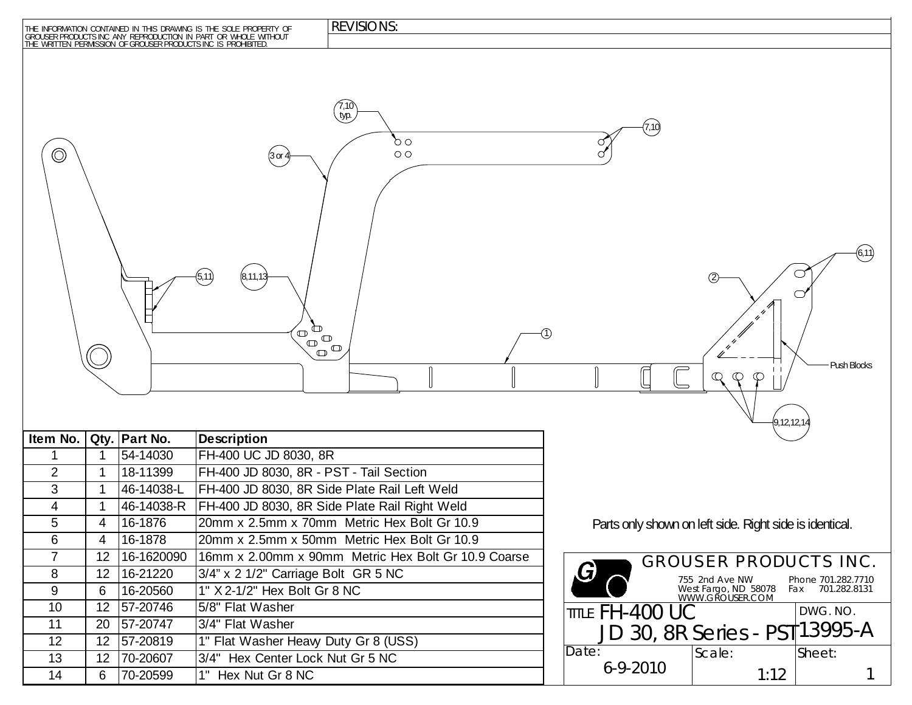THE INFORMATION CONTAINED IN THIS DRAWING IS THE SOLE PROPERTY OF GROUSER PRODUCTS INC ANY REPRODUCTION IN PART OR WHOLE WITHOUT THE WRITTEN PERMISSION OF GROUSER PRODUCTS INC IS PROHIBITED.

REVISIONS:

7,10 typ.

7,10

3 or 4

6,11

5,11

8,11,13

2

1

Push Blocks

9,12,12,14

| Item No. | Qty. | Part No. | Description |
|---|---|---|---|
| 1 | 1 | 54-14030 | FH-400 UC JD 8030, 8R |
| 2 | 1 | 18-11399 | FH-400 JD 8030, 8R - PST - Tail Section |
| 3 | 1 | 46-14038-L | FH-400 JD 8030, 8R Side Plate Rail Left Weld |
| 4 | 1 | 46-14038-R | FH-400 JD 8030, 8R Side Plate Rail Right Weld |
| 5 | 4 | 16-1876 | 20mm x 2.5mm x 70mm Metric Hex Bolt Gr 10.9 |
| 6 | 4 | 16-1878 | 20mm x 2.5mm x 50mm Metric Hex Bolt Gr 10.9 |
| 7 | 12 | 16-1620090 | 16mm x 2.00mm x 90mm Metric Hex Bolt Gr 10.9 Coarse |
| 8 | 12 | 16-21220 | 3/4" x 2 1/2" Carriage Bolt GR 5 NC |
| 9 | 6 | 16-20560 | 1" X 2-1/2" Hex Bolt Gr 8 NC |
| 10 | 12 | 57-20746 | 5/8" Flat Washer |
| 11 | 20 | 57-20747 | 3/4" Flat Washer |
| 12 | 12 | 57-20819 | 1" Flat Washer Heavy Duty Gr 8 (USS) |
| 13 | 12 | 70-20607 | 3/4" Hex Center Lock Nut Gr 5 NC |
| 14 | 6 | 70-20599 | 1" Hex Nut Gr 8 NC |

Parts only shown on left side. Right side is identical.

GROUSER PRODUCTS INC.
755 2nd Ave NW
West Fargo, ND 58078
WWW.GROUSER.COM
Phone 701.282.7710
Fax 701.282.8131

TITLE FH-400 UC JD 30, 8R Series - PST

DWG. NO. 13995-A

Date: 6-9-2010

Scale: 1:12

Sheet: 1